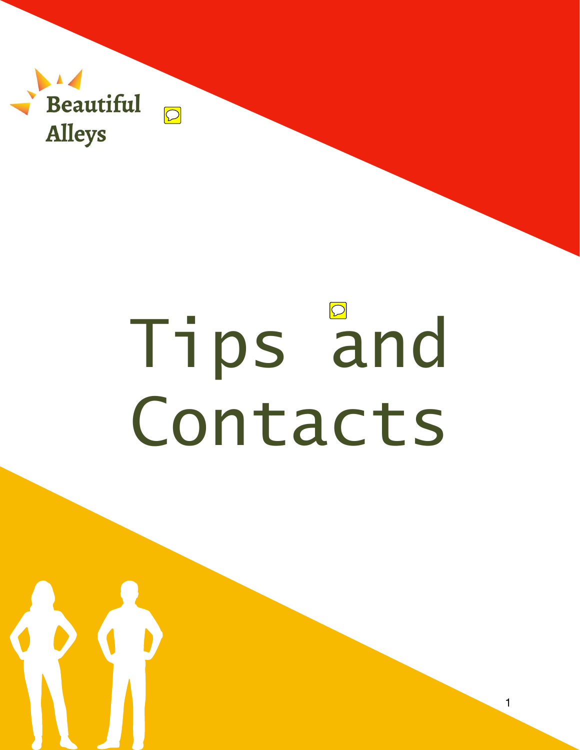Beautiful Alleys

# Tips and Contacts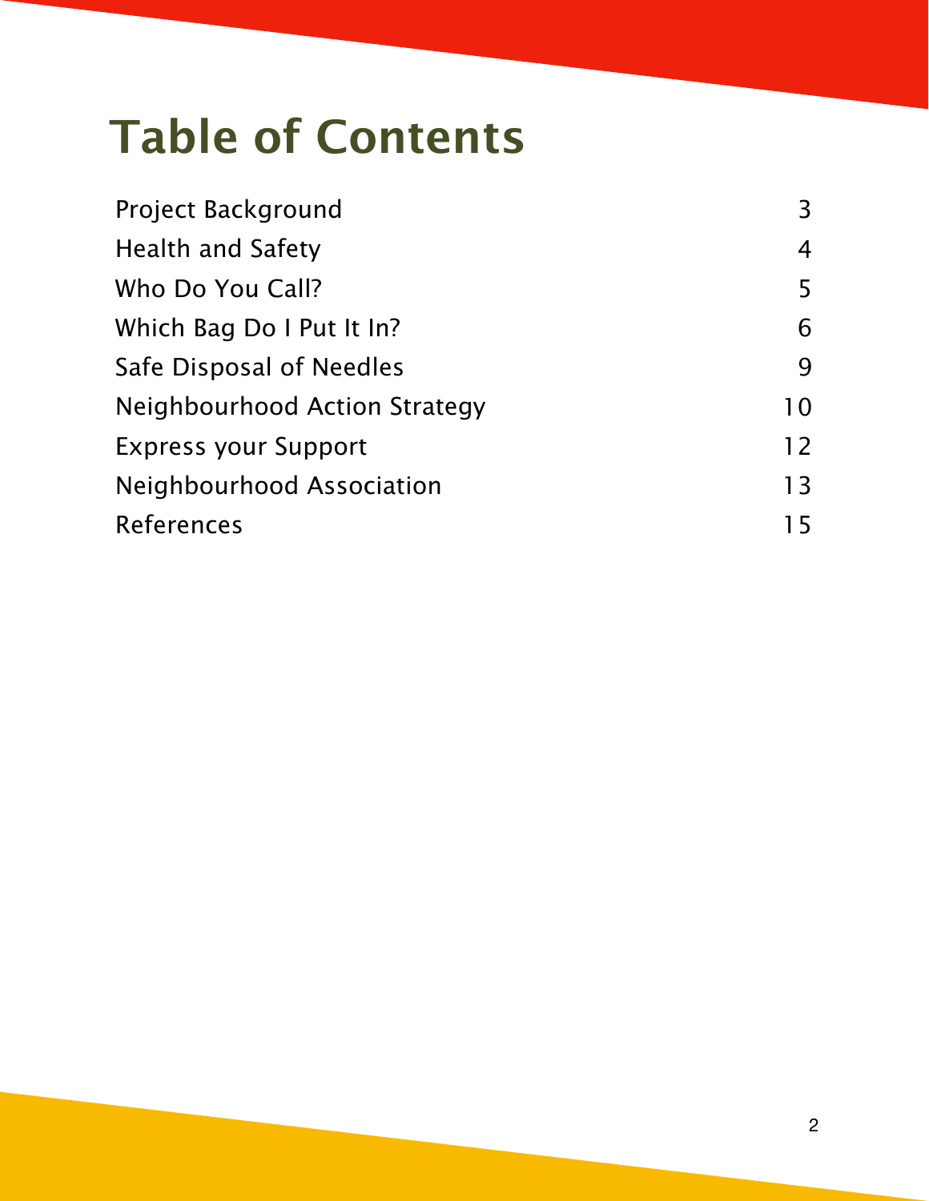# Table of Contents

| | |
|---|---|
| Project Background | 3 |
| Health and Safety | 4 |
| Who Do You Call? | 5 |
| Which Bag Do I Put It In? | 6 |
| Safe Disposal of Needles | 9 |
| Neighbourhood Action Strategy | 10 |
| Express your Support | 12 |
| Neighbourhood Association | 13 |
| References | 15 |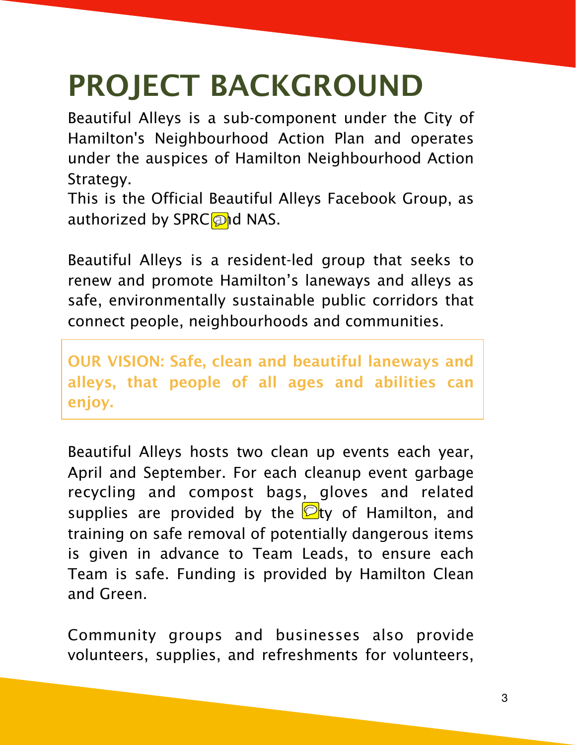# PROJECT BACKGROUND

Beautiful Alleys is a sub-component under the City of Hamilton's Neighbourhood Action Plan and operates under the auspices of Hamilton Neighbourhood Action Strategy.
This is the Official Beautiful Alleys Facebook Group, as authorized by SPRC and NAS.

Beautiful Alleys is a resident-led group that seeks to renew and promote Hamilton's laneways and alleys as safe, environmentally sustainable public corridors that connect people, neighbourhoods and communities.

**OUR VISION: Safe, clean and beautiful laneways and alleys, that people of all ages and abilities can enjoy.**

Beautiful Alleys hosts two clean up events each year, April and September. For each cleanup event garbage recycling and compost bags, gloves and related supplies are provided by the City of Hamilton, and training on safe removal of potentially dangerous items is given in advance to Team Leads, to ensure each Team is safe. Funding is provided by Hamilton Clean and Green.

Community groups and businesses also provide volunteers, supplies, and refreshments for volunteers,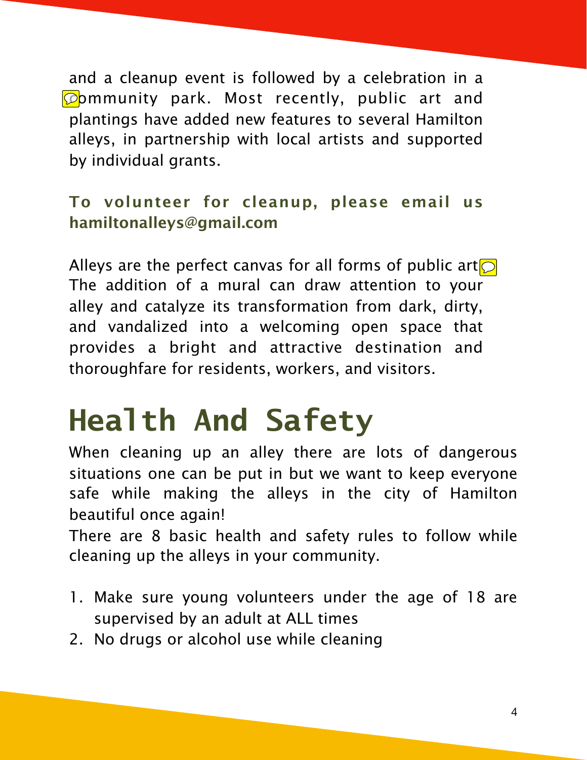and a cleanup event is followed by a celebration in a community park. Most recently, public art and plantings have added new features to several Hamilton alleys, in partnership with local artists and supported by individual grants.

**To volunteer for cleanup, please email us hamiltonalleys@gmail.com**

Alleys are the perfect canvas for all forms of public art. The addition of a mural can draw attention to your alley and catalyze its transformation from dark, dirty, and vandalized into a welcoming open space that provides a bright and attractive destination and thoroughfare for residents, workers, and visitors.

# Health And Safety

When cleaning up an alley there are lots of dangerous situations one can be put in but we want to keep everyone safe while making the alleys in the city of Hamilton beautiful once again!

There are 8 basic health and safety rules to follow while cleaning up the alleys in your community.

1. Make sure young volunteers under the age of 18 are supervised by an adult at ALL times
2. No drugs or alcohol use while cleaning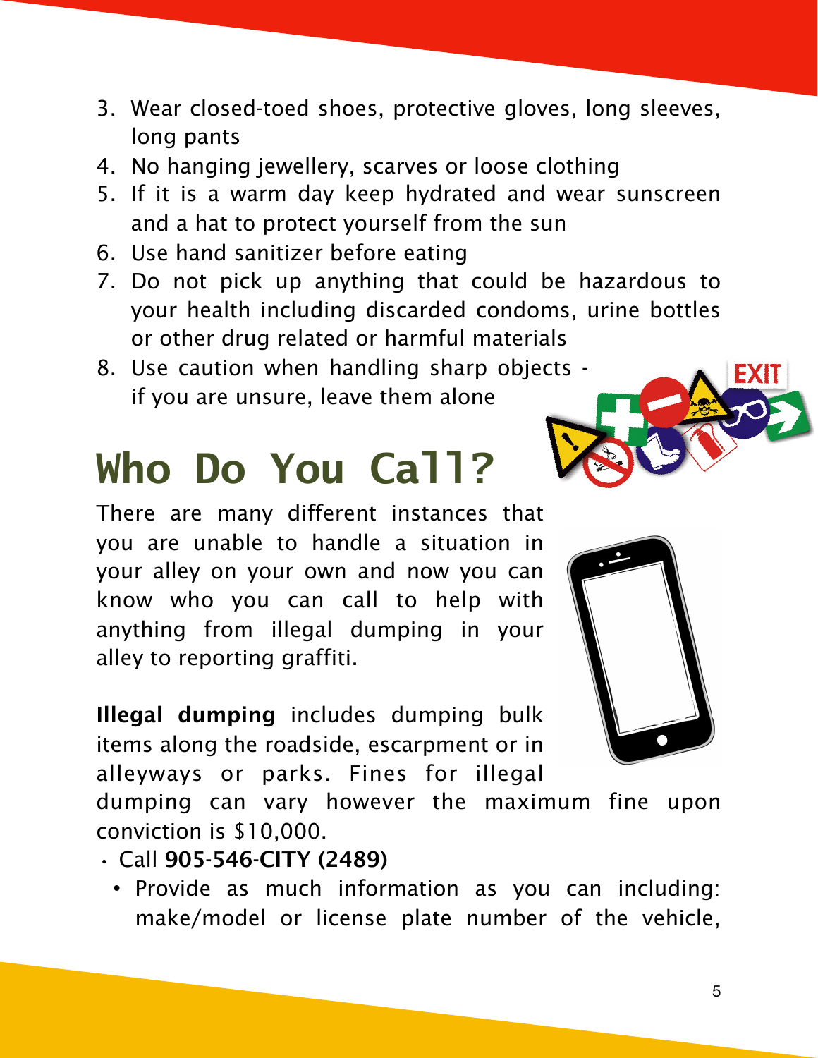3. Wear closed-toed shoes, protective gloves, long sleeves, long pants
4. No hanging jewellery, scarves or loose clothing
5. If it is a warm day keep hydrated and wear sunscreen and a hat to protect yourself from the sun
6. Use hand sanitizer before eating
7. Do not pick up anything that could be hazardous to your health including discarded condoms, urine bottles or other drug related or harmful materials
8. Use caution when handling sharp objects - if you are unsure, leave them alone

# Who Do You Call?

There are many different instances that you are unable to handle a situation in your alley on your own and now you can know who you can call to help with anything from illegal dumping in your alley to reporting graffiti.

**Illegal dumping** includes dumping bulk items along the roadside, escarpment or in alleyways or parks. Fines for illegal dumping can vary however the maximum fine upon conviction is $10,000.

- Call **905-546-CITY (2489)**
  - Provide as much information as you can including: make/model or license plate number of the vehicle,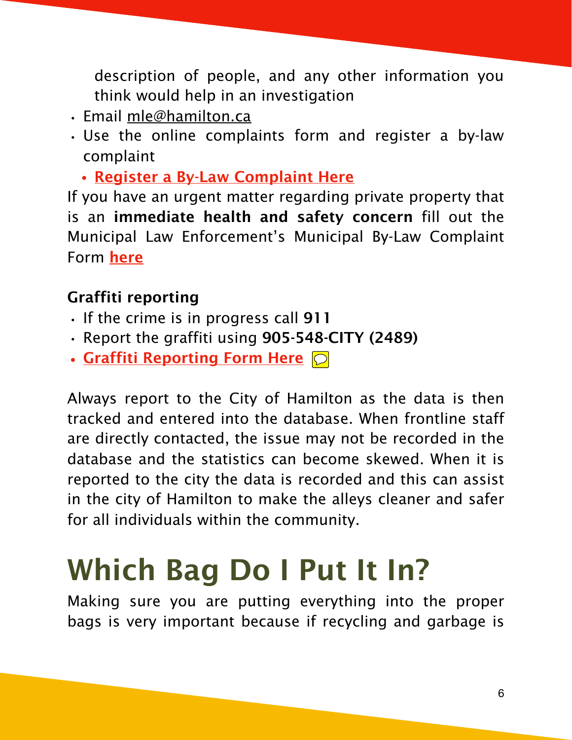description of people, and any other information you think would help in an investigation

- Email mle@hamilton.ca
- Use the online complaints form and register a by-law complaint
  - **Register a By-Law Complaint Here**

If you have an urgent matter regarding private property that is an **immediate health and safety concern** fill out the Municipal Law Enforcement's Municipal By-Law Complaint Form **here**

**Graffiti reporting**

- If the crime is in progress call **911**
- Report the graffiti using **905-548-CITY (2489)**
- **Graffiti Reporting Form Here**

Always report to the City of Hamilton as the data is then tracked and entered into the database. When frontline staff are directly contacted, the issue may not be recorded in the database and the statistics can become skewed. When it is reported to the city the data is recorded and this can assist in the city of Hamilton to make the alleys cleaner and safer for all individuals within the community.

# Which Bag Do I Put It In?

Making sure you are putting everything into the proper bags is very important because if recycling and garbage is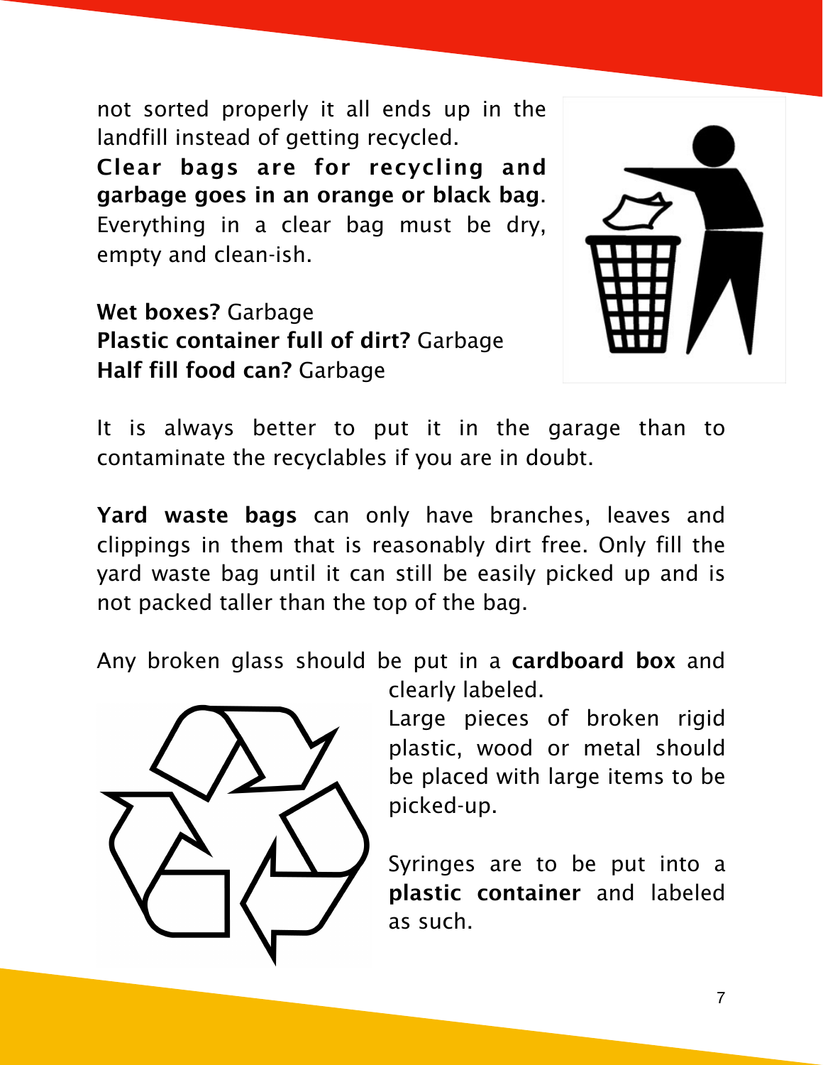not sorted properly it all ends up in the landfill instead of getting recycled.
**Clear bags are for recycling and garbage goes in an orange or black bag**. Everything in a clear bag must be dry, empty and clean-ish.

**Wet boxes?** Garbage
**Plastic container full of dirt?** Garbage
**Half fill food can?** Garbage

It is always better to put it in the garage than to contaminate the recyclables if you are in doubt.

**Yard waste bags** can only have branches, leaves and clippings in them that is reasonably dirt free. Only fill the yard waste bag until it can still be easily picked up and is not packed taller than the top of the bag.

Any broken glass should be put in a **cardboard box** and clearly labeled.
Large pieces of broken rigid plastic, wood or metal should be placed with large items to be picked-up.

Syringes are to be put into a **plastic container** and labeled as such.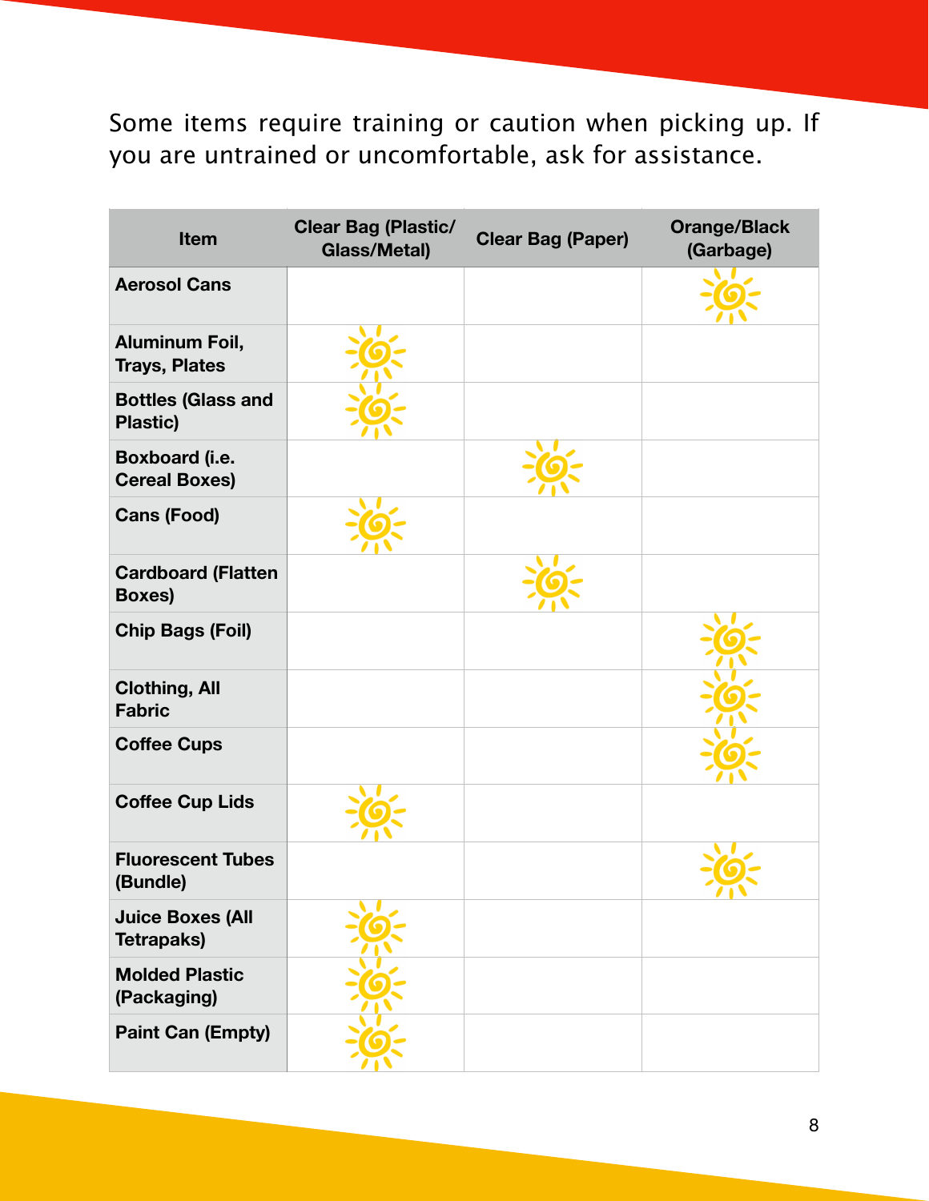Some items require training or caution when picking up. If you are untrained or uncomfortable, ask for assistance.

| Item | Clear Bag (Plastic/ Glass/Metal) | Clear Bag (Paper) | Orange/Black (Garbage) |
|---|---|---|---|
| **Aerosol Cans** | | | ☀ |
| **Aluminum Foil, Trays, Plates** | ☀ | | |
| **Bottles (Glass and Plastic)** | ☀ | | |
| **Boxboard (i.e. Cereal Boxes)** | | ☀ | |
| **Cans (Food)** | ☀ | | |
| **Cardboard (Flatten Boxes)** | | ☀ | |
| **Chip Bags (Foil)** | | | ☀ |
| **Clothing, All Fabric** | | | ☀ |
| **Coffee Cups** | | | ☀ |
| **Coffee Cup Lids** | ☀ | | |
| **Fluorescent Tubes (Bundle)** | | | ☀ |
| **Juice Boxes (All Tetrapaks)** | ☀ | | |
| **Molded Plastic (Packaging)** | ☀ | | |
| **Paint Can (Empty)** | ☀ | | |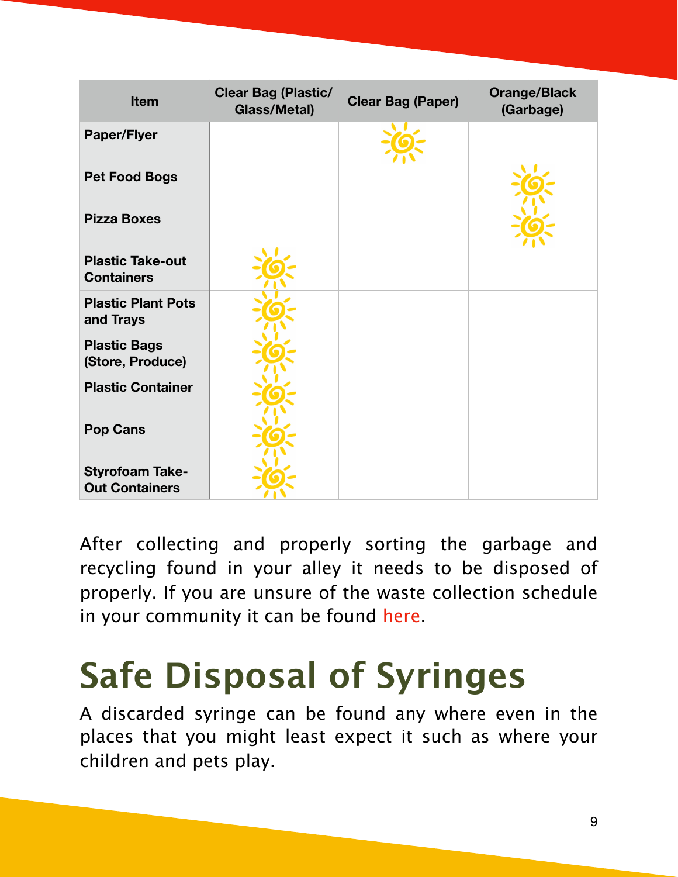| Item | Clear Bag (Plastic/ Glass/Metal) | Clear Bag (Paper) | Orange/Black (Garbage) |
|---|---|---|---|
| Paper/Flyer | | ☀ | |
| Pet Food Bogs | | | ☀ |
| Pizza Boxes | | | ☀ |
| Plastic Take-out Containers | ☀ | | |
| Plastic Plant Pots and Trays | ☀ | | |
| Plastic Bags (Store, Produce) | ☀ | | |
| Plastic Container | ☀ | | |
| Pop Cans | ☀ | | |
| Styrofoam Take-Out Containers | ☀ | | |

After collecting and properly sorting the garbage and recycling found in your alley it needs to be disposed of properly. If you are unsure of the waste collection schedule in your community it can be found here.

# Safe Disposal of Syringes

A discarded syringe can be found any where even in the places that you might least expect it such as where your children and pets play.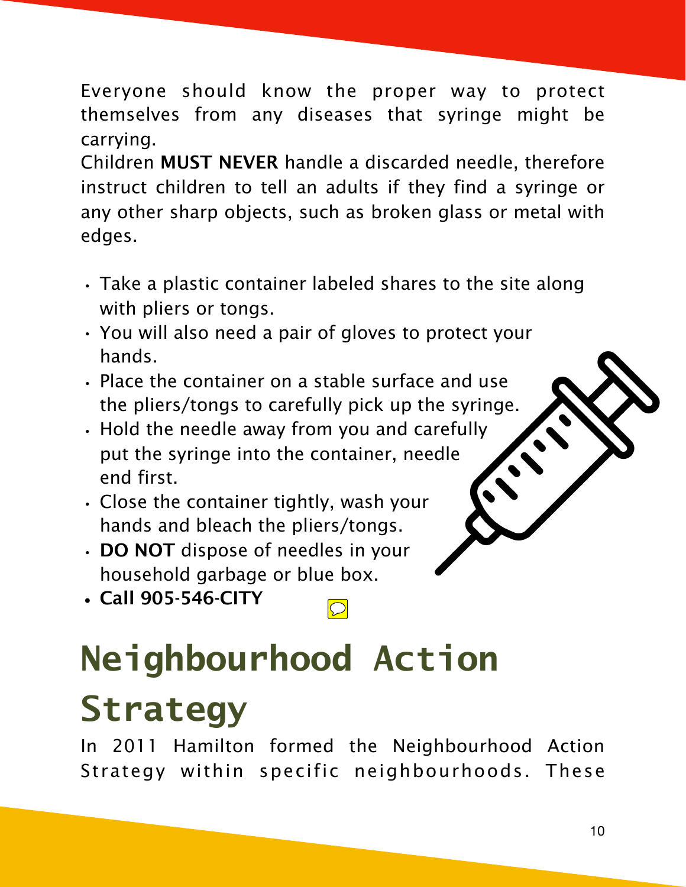Everyone should know the proper way to protect themselves from any diseases that syringe might be carrying.

Children **MUST NEVER** handle a discarded needle, therefore instruct children to tell an adults if they find a syringe or any other sharp objects, such as broken glass or metal with edges.

- Take a plastic container labeled shares to the site along with pliers or tongs.
- You will also need a pair of gloves to protect your hands.
- Place the container on a stable surface and use the pliers/tongs to carefully pick up the syringe.
- Hold the needle away from you and carefully put the syringe into the container, needle end first.
- Close the container tightly, wash your hands and bleach the pliers/tongs.
- **DO NOT** dispose of needles in your household garbage or blue box.
- **Call 905-546-CITY**

# Neighbourhood Action Strategy

In 2011 Hamilton formed the Neighbourhood Action Strategy within specific neighbourhoods. These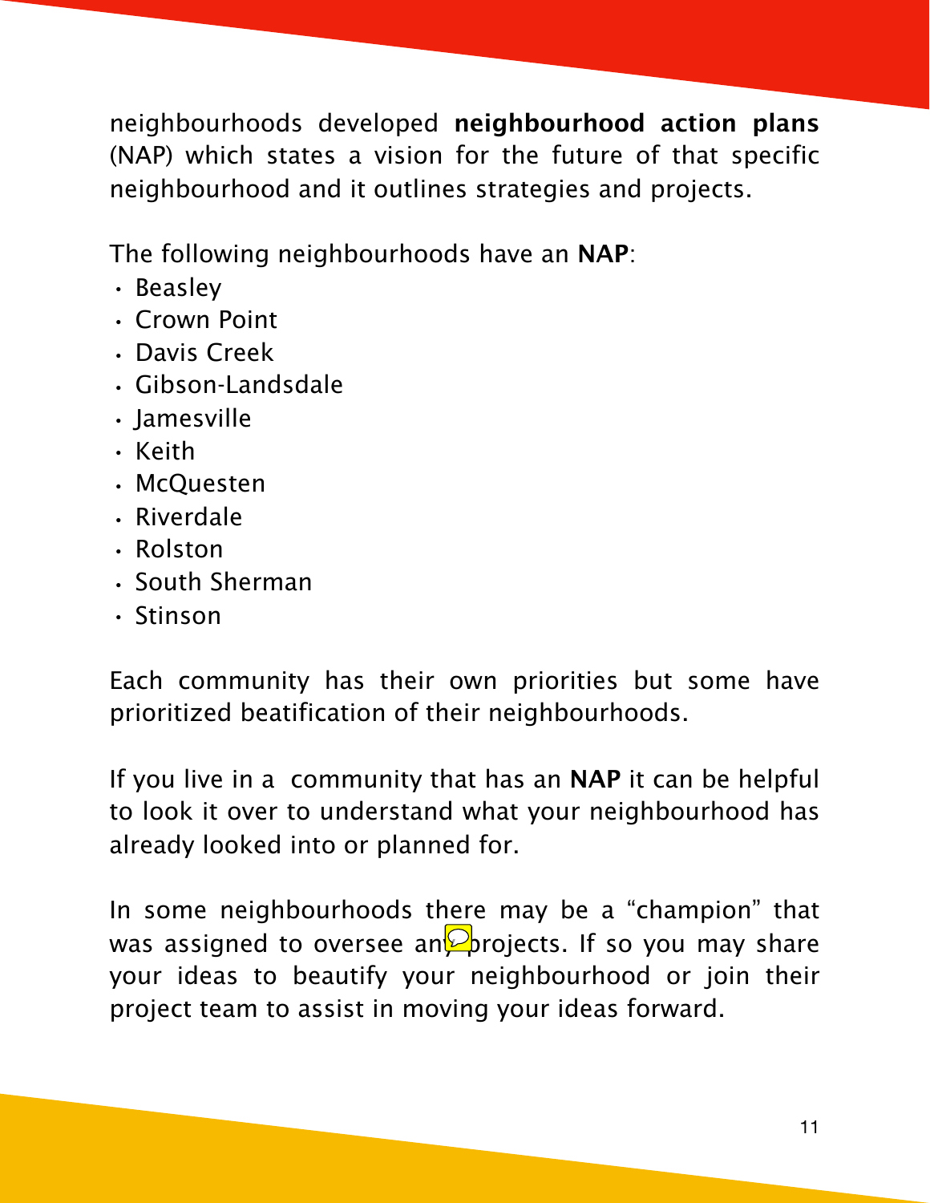neighbourhoods developed **neighbourhood action plans** (NAP) which states a vision for the future of that specific neighbourhood and it outlines strategies and projects.

The following neighbourhoods have an **NAP**:

- Beasley
- Crown Point
- Davis Creek
- Gibson-Landsdale
- Jamesville
- Keith
- McQuesten
- Riverdale
- Rolston
- South Sherman
- Stinson

Each community has their own priorities but some have prioritized beatification of their neighbourhoods.

If you live in a community that has an **NAP** it can be helpful to look it over to understand what your neighbourhood has already looked into or planned for.

In some neighbourhoods there may be a "champion" that was assigned to oversee any projects. If so you may share your ideas to beautify your neighbourhood or join their project team to assist in moving your ideas forward.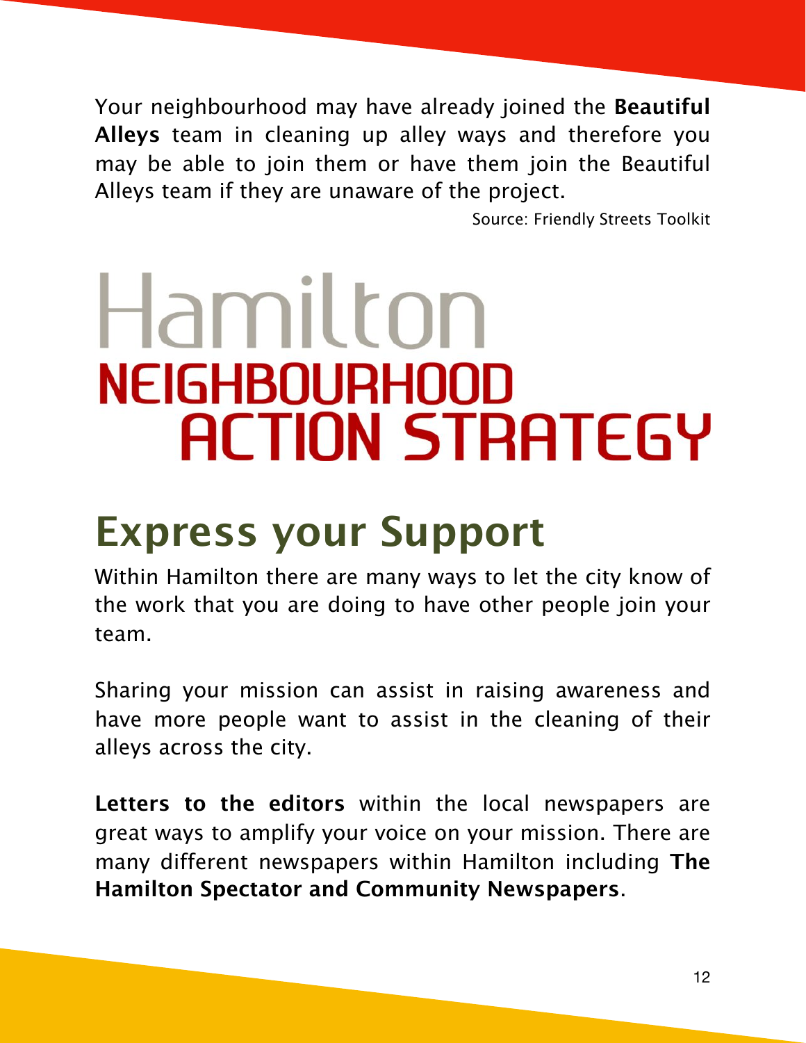Your neighbourhood may have already joined the **Beautiful Alleys** team in cleaning up alley ways and therefore you may be able to join them or have them join the Beautiful Alleys team if they are unaware of the project.

Source: Friendly Streets Toolkit

# Hamilton NEIGHBOURHOOD ACTION STRATEGY

## Express your Support

Within Hamilton there are many ways to let the city know of the work that you are doing to have other people join your team.

Sharing your mission can assist in raising awareness and have more people want to assist in the cleaning of their alleys across the city.

**Letters to the editors** within the local newspapers are great ways to amplify your voice on your mission. There are many different newspapers within Hamilton including **The Hamilton Spectator and Community Newspapers**.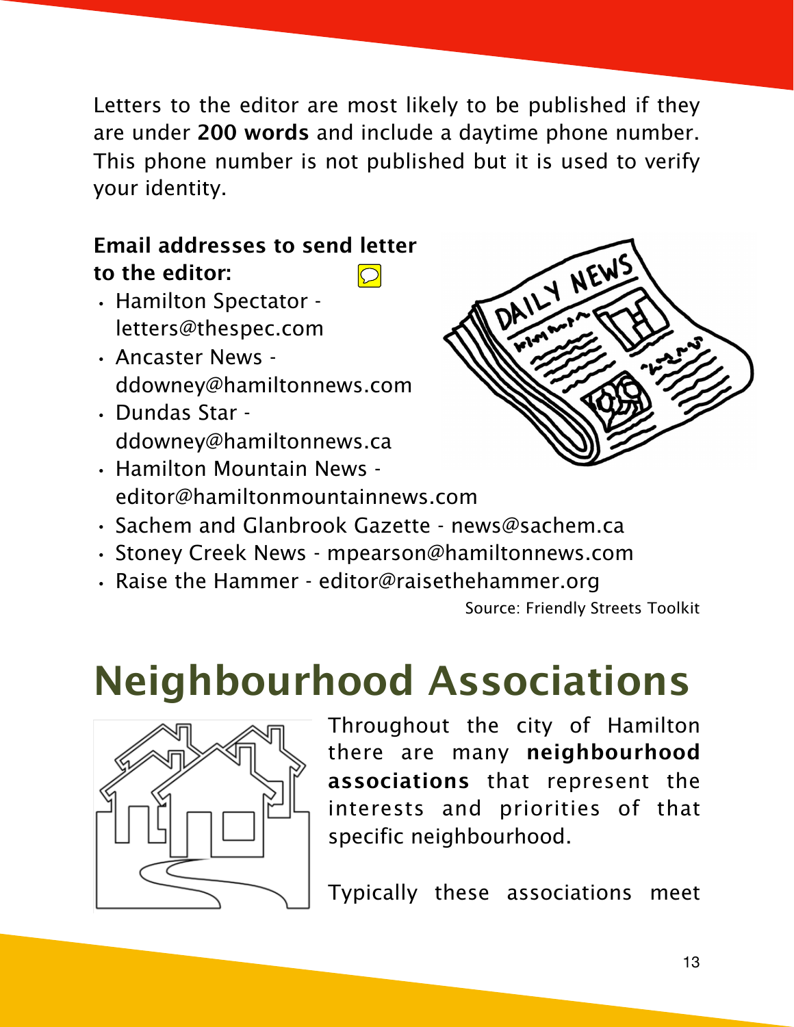Letters to the editor are most likely to be published if they are under **200 words** and include a daytime phone number. This phone number is not published but it is used to verify your identity.

**Email addresses to send letter to the editor:**

- Hamilton Spectator - letters@thespec.com
- Ancaster News - ddowney@hamiltonnews.com
- Dundas Star - ddowney@hamiltonnews.ca
- Hamilton Mountain News - editor@hamiltonmountainnews.com
- Sachem and Glanbrook Gazette - news@sachem.ca
- Stoney Creek News - mpearson@hamiltonnews.com
- Raise the Hammer - editor@raisethehammer.org

Source: Friendly Streets Toolkit

# Neighbourhood Associations

Throughout the city of Hamilton there are many **neighbourhood associations** that represent the interests and priorities of that specific neighbourhood.

Typically these associations meet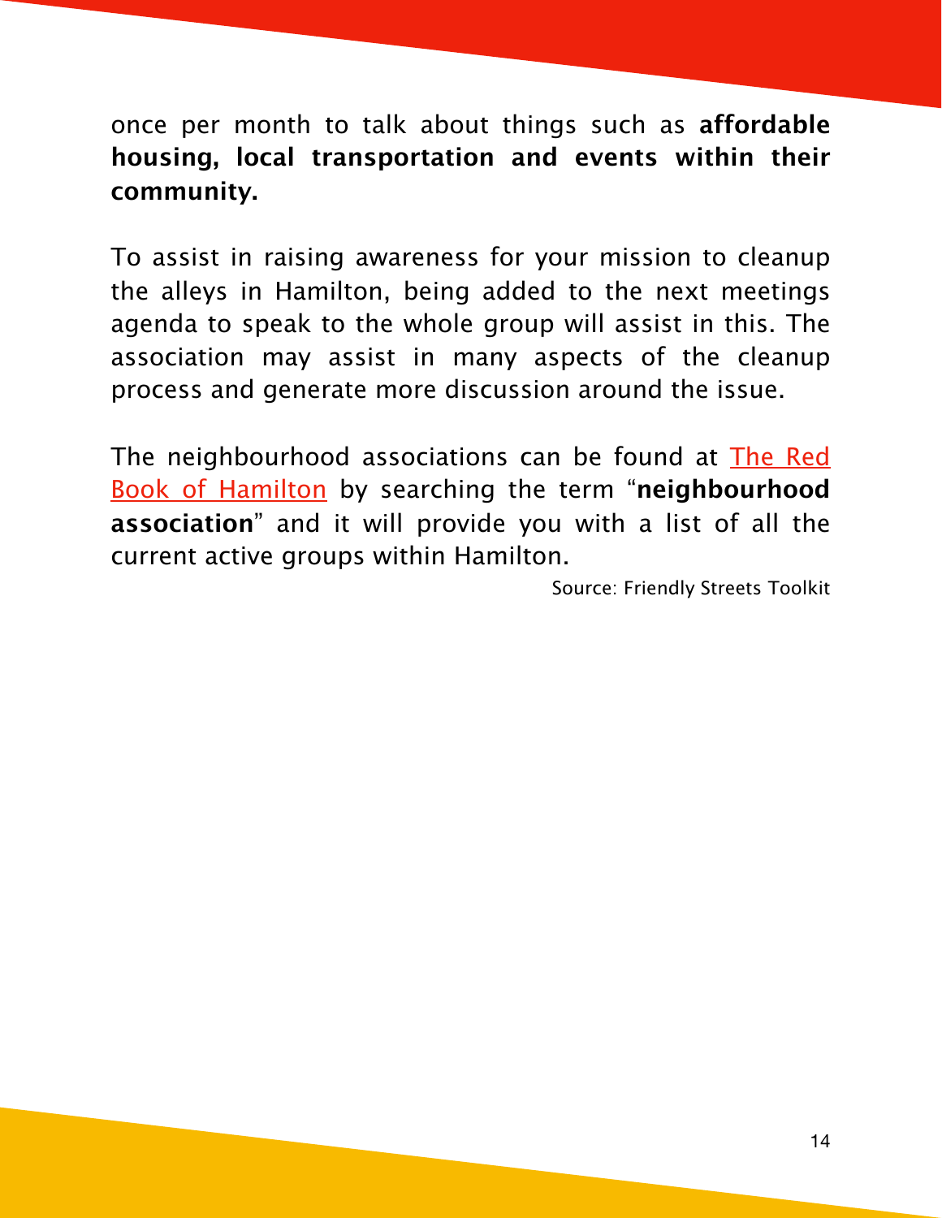once per month to talk about things such as **affordable housing, local transportation and events within their community.**

To assist in raising awareness for your mission to cleanup the alleys in Hamilton, being added to the next meetings agenda to speak to the whole group will assist in this. The association may assist in many aspects of the cleanup process and generate more discussion around the issue.

The neighbourhood associations can be found at The Red Book of Hamilton by searching the term "**neighbourhood association**" and it will provide you with a list of all the current active groups within Hamilton.

Source: Friendly Streets Toolkit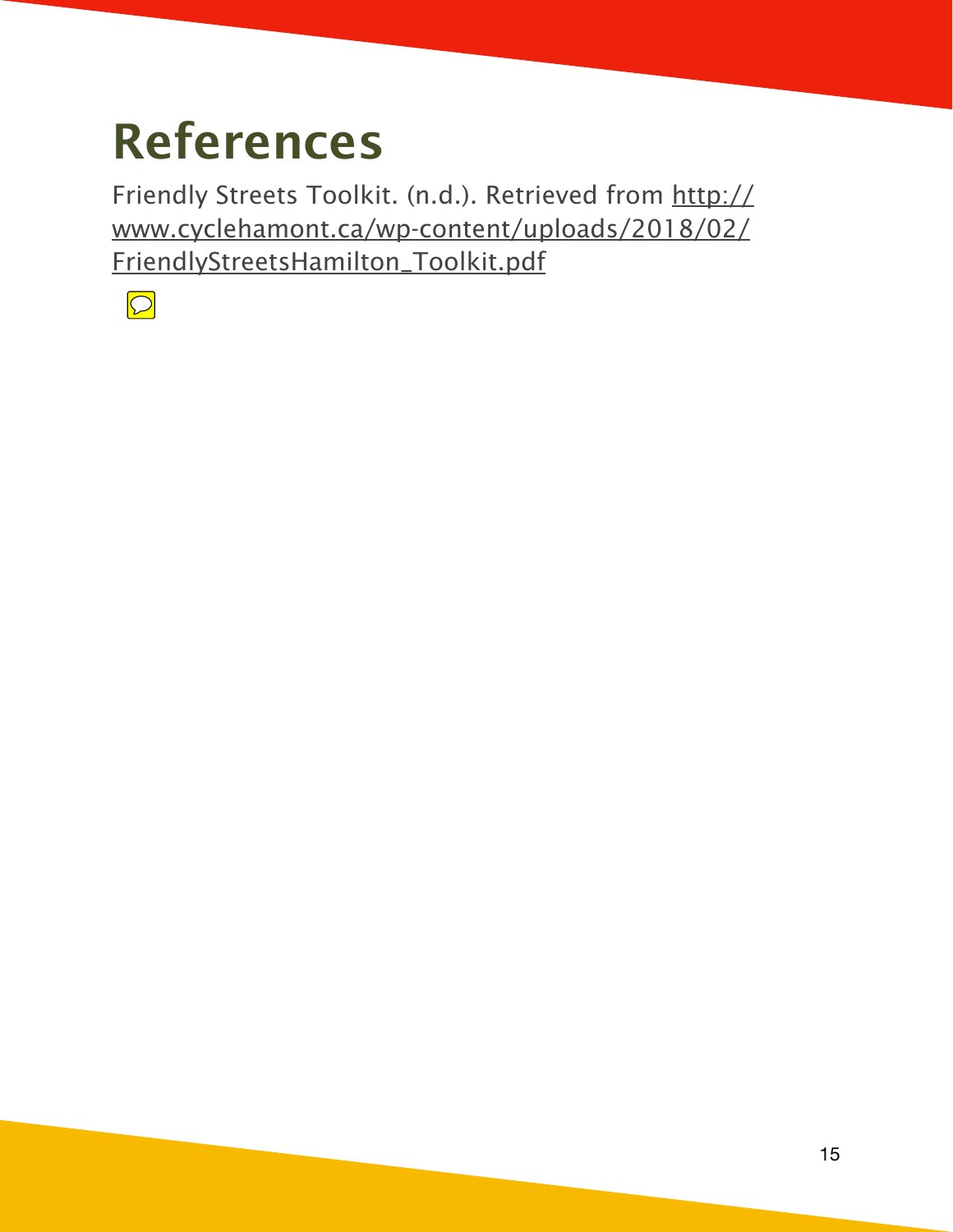# References

Friendly Streets Toolkit. (n.d.). Retrieved from http://www.cyclehamont.ca/wp-content/uploads/2018/02/FriendlyStreetsHamilton_Toolkit.pdf